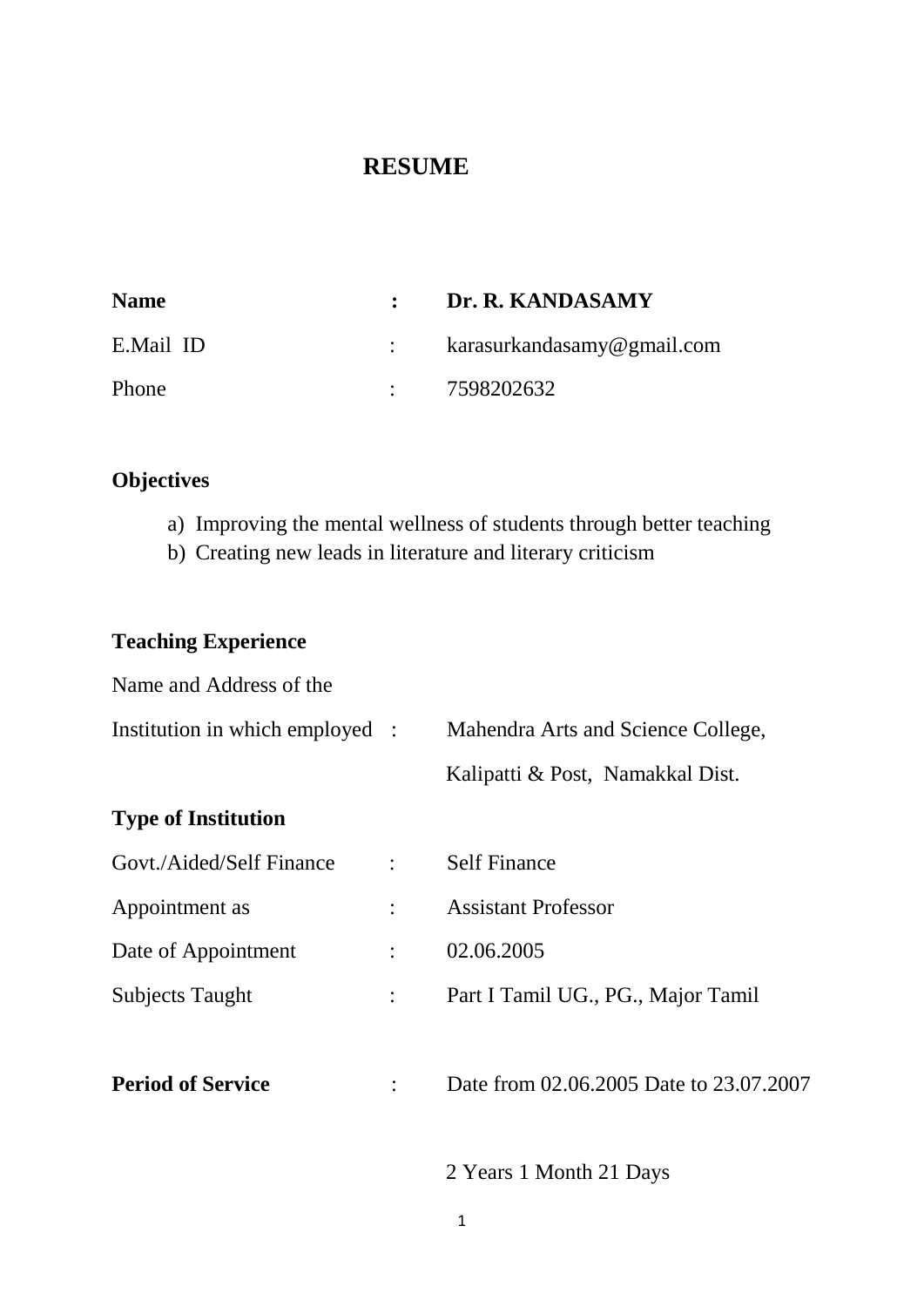# RESUME

**Name** : **Dr. R. KANDASAMY**

E.Mail ID : karasurkandasamy@gmail.com

Phone : 7598202632

## Objectives

a) Improving the mental wellness of students through better teaching
b) Creating new leads in literature and literary criticism

## Teaching Experience

Name and Address of the

Institution in which employed : Mahendra Arts and Science College,
Kalipatti & Post, Namakkal Dist.

**Type of Institution**

Govt./Aided/Self Finance : Self Finance

Appointment as : Assistant Professor

Date of Appointment : 02.06.2005

Subjects Taught : Part I Tamil UG., PG., Major Tamil

**Period of Service** : Date from 02.06.2005 Date to 23.07.2007

2 Years 1 Month 21 Days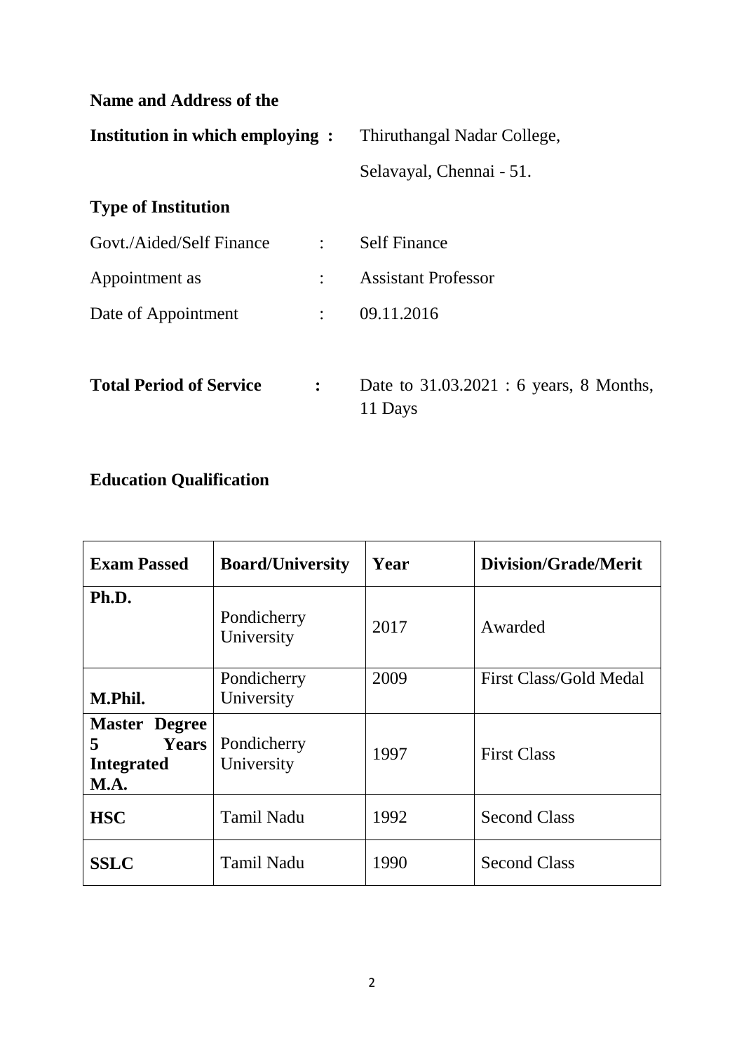**Name and Address of the**

**Institution in which employing :** Thiruthangal Nadar College,

Selavayal, Chennai - 51.

**Type of Institution**

Govt./Aided/Self Finance : Self Finance

Appointment as : Assistant Professor

Date of Appointment : 09.11.2016

**Total Period of Service :** Date to 31.03.2021 : 6 years, 8 Months, 11 Days

**Education Qualification**

| **Exam Passed** | **Board/University** | **Year** | **Division/Grade/Merit** |
|---|---|---|---|
| **Ph.D.** | Pondicherry University | 2017 | Awarded |
| **M.Phil.** | Pondicherry University | 2009 | First Class/Gold Medal |
| **Master Degree 5 Years Integrated M.A.** | Pondicherry University | 1997 | First Class |
| **HSC** | Tamil Nadu | 1992 | Second Class |
| **SSLC** | Tamil Nadu | 1990 | Second Class |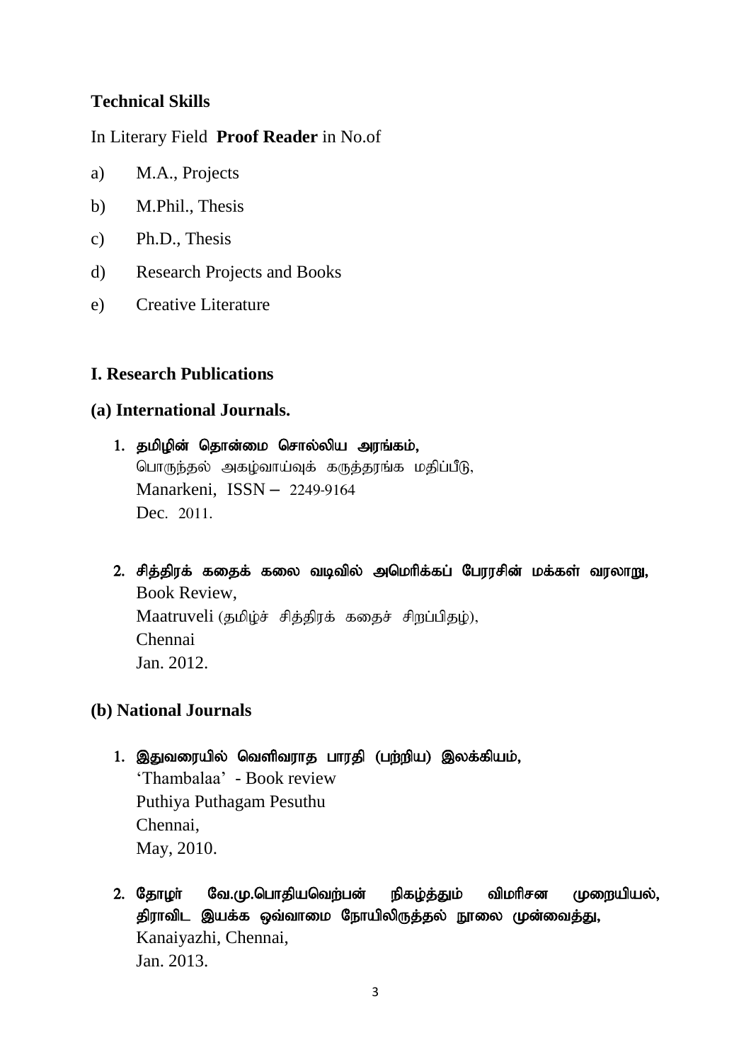### Technical Skills

In Literary Field **Proof Reader** in No.of

a) M.A., Projects

b) M.Phil., Thesis

c) Ph.D., Thesis

d) Research Projects and Books

e) Creative Literature

### I. Research Publications

### (a) International Journals.

1. **தமிழின் தொன்மை சொல்லிய அரங்கம்,**
   பொருந்தல் அகழ்வாய்வுக் கருத்தரங்க மதிப்பீடு,
   Manarkeni, ISSN – 2249-9164
   Dec. 2011.

2. **சித்திரக் கதைக் கலை வடிவில் அமெரிக்கப் பேரரசின் மக்கள் வரலாறு,**
   Book Review,
   Maatruveli (தமிழ்ச் சித்திரக் கதைச் சிறப்பிதழ்),
   Chennai
   Jan. 2012.

### (b) National Journals

1. **இதுவரையில் வெளிவராத பாரதி (பற்றிய) இலக்கியம்,**
   'Thambalaa' - Book review
   Puthiya Puthagam Pesuthu
   Chennai,
   May, 2010.

2. **தோழர் வே.மு.பொதியவெற்பன் நிகழ்த்தும் விமரிசன முறையியல், திராவிட இயக்க ஒவ்வாமை நோயிலிருத்தல் நூலை முன்வைத்து,**
   Kanaiyazhi, Chennai,
   Jan. 2013.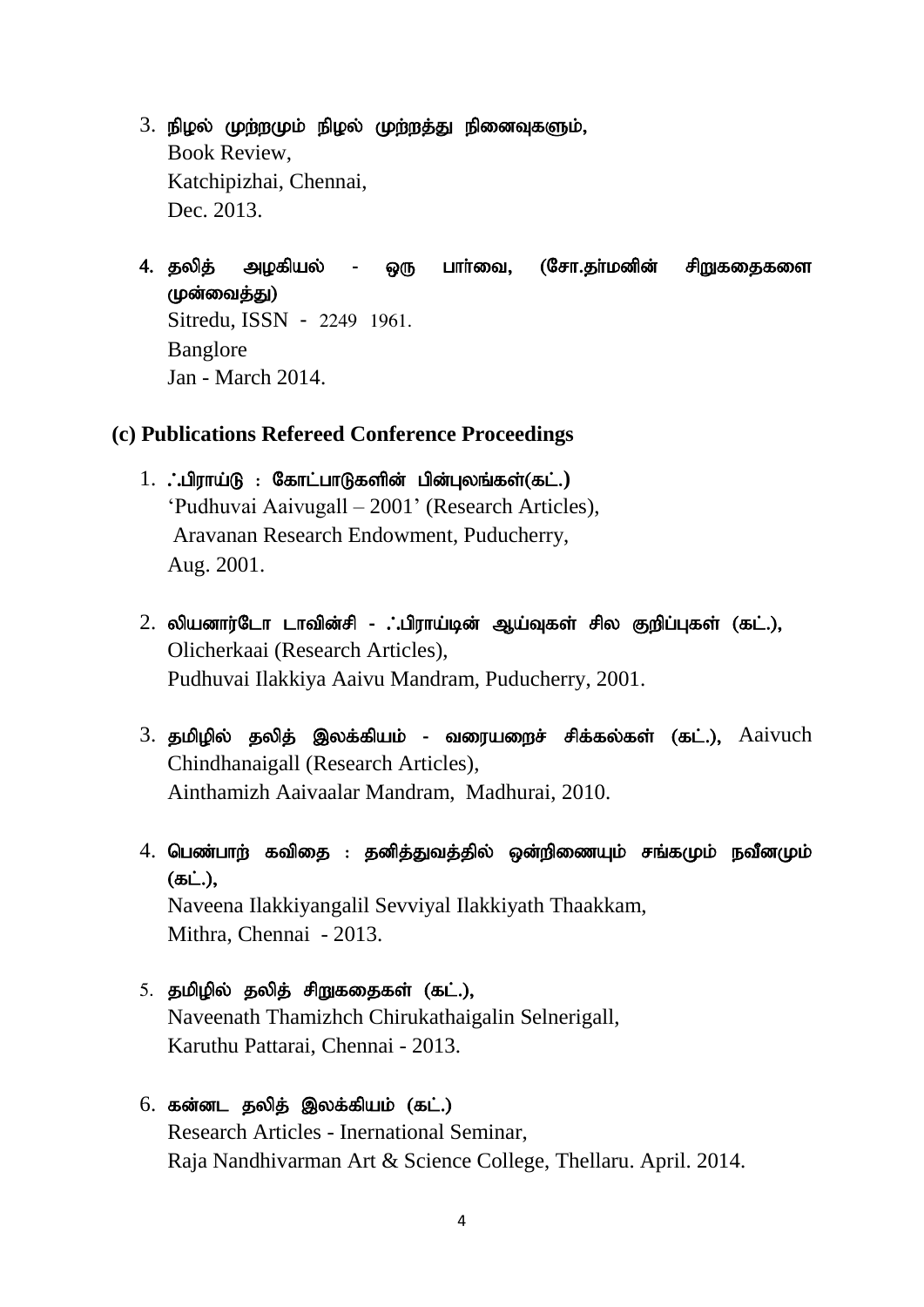3. நிழல் முற்றமும் நிழல் முற்றத்து நினைவுகளும்,
   Book Review,
   Katchipizhai, Chennai,
   Dec. 2013.

4. தலித் அழகியல் - ஒரு பார்வை, (சோ.தர்மனின் சிறுகதைகளை முன்வைத்து)
   Sitredu, ISSN - 2249 1961.
   Banglore
   Jan - March 2014.

## (c) Publications Refereed Conference Proceedings

1. ஃபிராய்டு : கோட்பாடுகளின் பின்புலங்கள்(கட்.)
   'Pudhuvai Aaivugall – 2001' (Research Articles),
   Aravanan Research Endowment, Puducherry,
   Aug. 2001.

2. லியனார்டோ டாவின்சி - ஃபிராய்டின் ஆய்வுகள் சில குறிப்புகள் (கட்.),
   Olicherkaai (Research Articles),
   Pudhuvai Ilakkiya Aaivu Mandram, Puducherry, 2001.

3. தமிழில் தலித் இலக்கியம் - வரையறைச் சிக்கல்கள் (கட்.), Aaivuch Chindhanaigall (Research Articles),
   Ainthamizh Aaivaalar Mandram, Madhurai, 2010.

4. பெண்பாற் கவிதை : தனித்துவத்தில் ஒன்றிணையும் சங்கமும் நவீனமும் (கட்.),
   Naveena Ilakkiyangalil Sevviyal Ilakkiyath Thaakkam,
   Mithra, Chennai - 2013.

5. தமிழில் தலித் சிறுகதைகள் (கட்.),
   Naveenath Thamizhch Chirukathaigalin Selnerigall,
   Karuthu Pattarai, Chennai - 2013.

6. கன்னட தலித் இலக்கியம் (கட்.)
   Research Articles - Inernational Seminar,
   Raja Nandhivarman Art & Science College, Thellaru. April. 2014.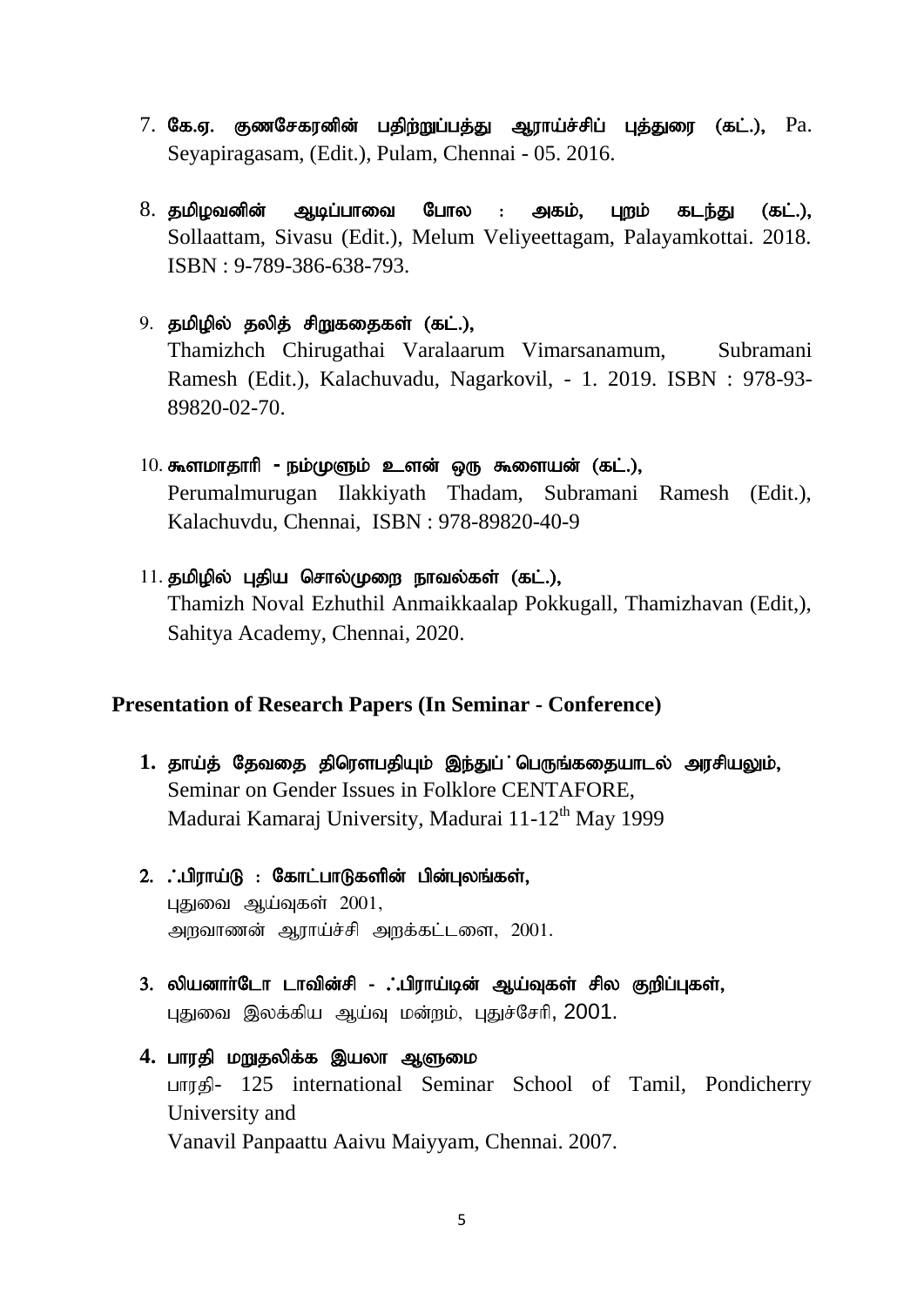7. **கே.ஏ. குணசேகரனின் பதிற்றுப்பத்து ஆராய்ச்சிப் புத்துரை (கட்.),** Pa. Seyapiragasam, (Edit.), Pulam, Chennai - 05. 2016.

8. **தமிழவனின் ஆடிப்பாவை போல : அகம், புறம் கடந்து (கட்.),** Sollaattam, Sivasu (Edit.), Melum Veliyeettagam, Palayamkottai. 2018. ISBN : 9-789-386-638-793.

9. **தமிழில் தலித் சிறுகதைகள் (கட்.),**
   Thamizhch Chirugathai Varalaarum Vimarsanamum, Subramani Ramesh (Edit.), Kalachuvadu, Nagarkovil, - 1. 2019. ISBN : 978-93-89820-02-70.

10. **கூளமாதாரி - நம்முளும் உளன் ஒரு கூளையன் (கட்.),**
    Perumalmurugan Ilakkiyath Thadam, Subramani Ramesh (Edit.), Kalachuvdu, Chennai, ISBN : 978-89820-40-9

11. **தமிழில் புதிய சொல்முறை நாவல்கள் (கட்.),**
    Thamizh Noval Ezhuthil Anmaikkaalap Pokkugall, Thamizhavan (Edit,), Sahitya Academy, Chennai, 2020.

## Presentation of Research Papers (In Seminar - Conference)

1. **தாய்த் தேவதை திரௌபதியும் இந்துப் பெருங்கதையாடல் அரசியலும்,**
   Seminar on Gender Issues in Folklore CENTAFORE,
   Madurai Kamaraj University, Madurai 11-12th May 1999

2. **ஃபிராய்டு : கோட்பாடுகளின் பின்புலங்கள்,**
   புதுவை ஆய்வுகள் 2001,
   அறவாணன் ஆராய்ச்சி அறக்கட்டளை, 2001.

3. **லியனார்டோ டாவின்சி - ஃபிராய்டின் ஆய்வுகள் சில குறிப்புகள்,**
   புதுவை இலக்கிய ஆய்வு மன்றம், புதுச்சேரி, 2001.

4. **பாரதி மறுதலிக்க இயலா ஆளுமை**
   பாரதி- 125 international Seminar School of Tamil, Pondicherry University and
   Vanavil Panpaattu Aaivu Maiyyam, Chennai. 2007.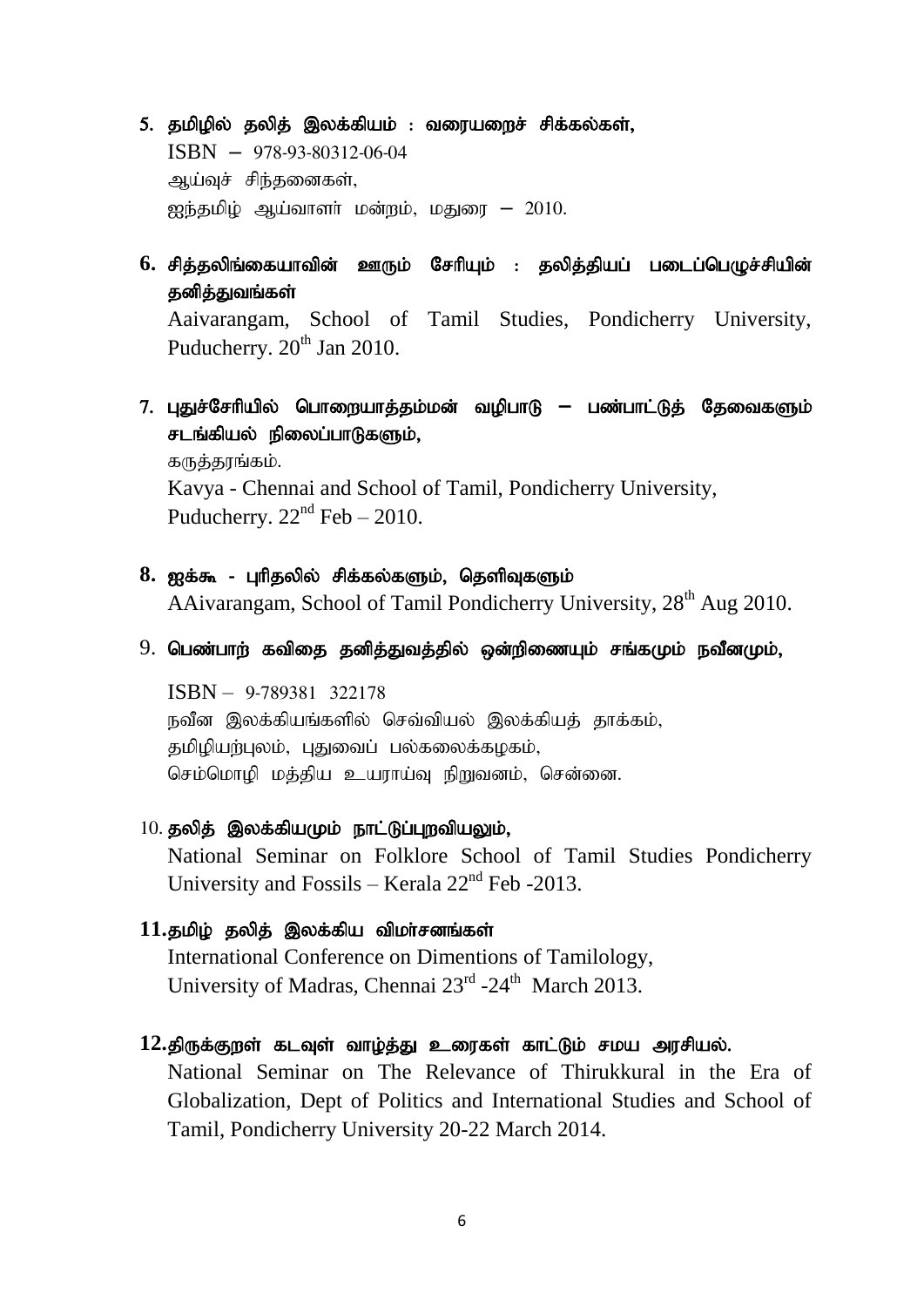5. **தமிழில் தலித் இலக்கியம் : வரையறைச் சிக்கல்கள்,**
   ISBN – 978-93-80312-06-04
   ஆய்வுச் சிந்தனைகள்,
   ஐந்தமிழ் ஆய்வாளர் மன்றம், மதுரை – 2010.

6. **சித்தலிங்கையாவின் ஊரும் சேரியும் : தலித்தியப் படைப்பெழுச்சியின் தனித்துவங்கள்**
   Aaivarangam, School of Tamil Studies, Pondicherry University, Puducherry. 20th Jan 2010.

7. **புதுச்சேரியில் பொறையாத்தம்மன் வழிபாடு – பண்பாட்டுத் தேவைகளும் சடங்கியல் நிலைப்பாடுகளும்,**
   கருத்தரங்கம்.
   Kavya - Chennai and School of Tamil, Pondicherry University, Puducherry. 22nd Feb – 2010.

8. **ஐக்கூ - புரிதலில் சிக்கல்களும், தெளிவுகளும்**
   AAivarangam, School of Tamil Pondicherry University, 28th Aug 2010.

9. **பெண்பாற் கவிதை தனித்துவத்தில் ஒன்றிணையும் சங்கமும் நவீனமும்,**
   ISBN – 9-789381 322178
   நவீன இலக்கியங்களில் செவ்வியல் இலக்கியத் தாக்கம்,
   தமிழியற்புலம், புதுவைப் பல்கலைக்கழகம்,
   செம்மொழி மத்திய உயராய்வு நிறுவனம், சென்னை.

10. **தலித் இலக்கியமும் நாட்டுப்புறவியலும்,**
    National Seminar on Folklore School of Tamil Studies Pondicherry University and Fossils – Kerala 22nd Feb -2013.

11. **தமிழ் தலித் இலக்கிய விமர்சனங்கள்**
    International Conference on Dimentions of Tamilology, University of Madras, Chennai 23rd -24th March 2013.

12. **திருக்குறள் கடவுள் வாழ்த்து உரைகள் காட்டும் சமய அரசியல்.**
    National Seminar on The Relevance of Thirukkural in the Era of Globalization, Dept of Politics and International Studies and School of Tamil, Pondicherry University 20-22 March 2014.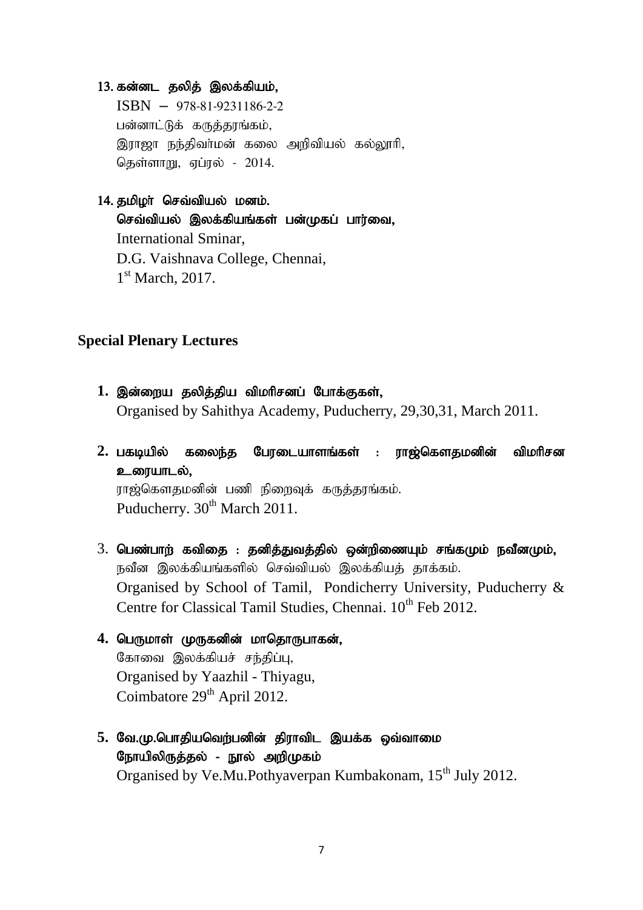13. **கன்னட தலித் இலக்கியம்,**
    ISBN – 978-81-9231186-2-2
    பன்னாட்டுக் கருத்தரங்கம்,
    இராஜா நந்திவர்மன் கலை அறிவியல் கல்லூரி,
    தெள்ளாறு, ஏப்ரல் - 2014.

14. **தமிழர் செவ்வியல் மனம்.**
    **செவ்வியல் இலக்கியங்கள் பன்முகப் பார்வை,**
    International Sminar,
    D.G. Vaishnava College, Chennai,
    1st March, 2017.

## Special Plenary Lectures

1. **இன்றைய தலித்திய விமரிசனப் போக்குகள்,**
   Organised by Sahithya Academy, Puducherry, 29,30,31, March 2011.

2. **பகடியில் கலைந்த பேரடையாளங்கள் : ராஜ்கௌதமனின் விமரிசன உரையாடல்,**
   ராஜ்கௌதமனின் பணி நிறைவுக் கருத்தரங்கம்.
   Puducherry. 30th March 2011.

3. **பெண்பாற் கவிதை : தனித்துவத்தில் ஒன்றிணையும் சங்கமும் நவீனமும்,**
   நவீன இலக்கியங்களில் செவ்வியல் இலக்கியத் தாக்கம்.
   Organised by School of Tamil, Pondicherry University, Puducherry & Centre for Classical Tamil Studies, Chennai. 10th Feb 2012.

4. **பெருமாள் முருகனின் மாதொருபாகன்,**
   கோவை இலக்கியச் சந்திப்பு,
   Organised by Yaazhil - Thiyagu,
   Coimbatore 29th April 2012.

5. **வே.மு.பொதியவெற்பனின் திராவிட இயக்க ஒவ்வாமை நோயிலிருத்தல் - நூல் அறிமுகம்**
   Organised by Ve.Mu.Pothyaverpan Kumbakonam, 15th July 2012.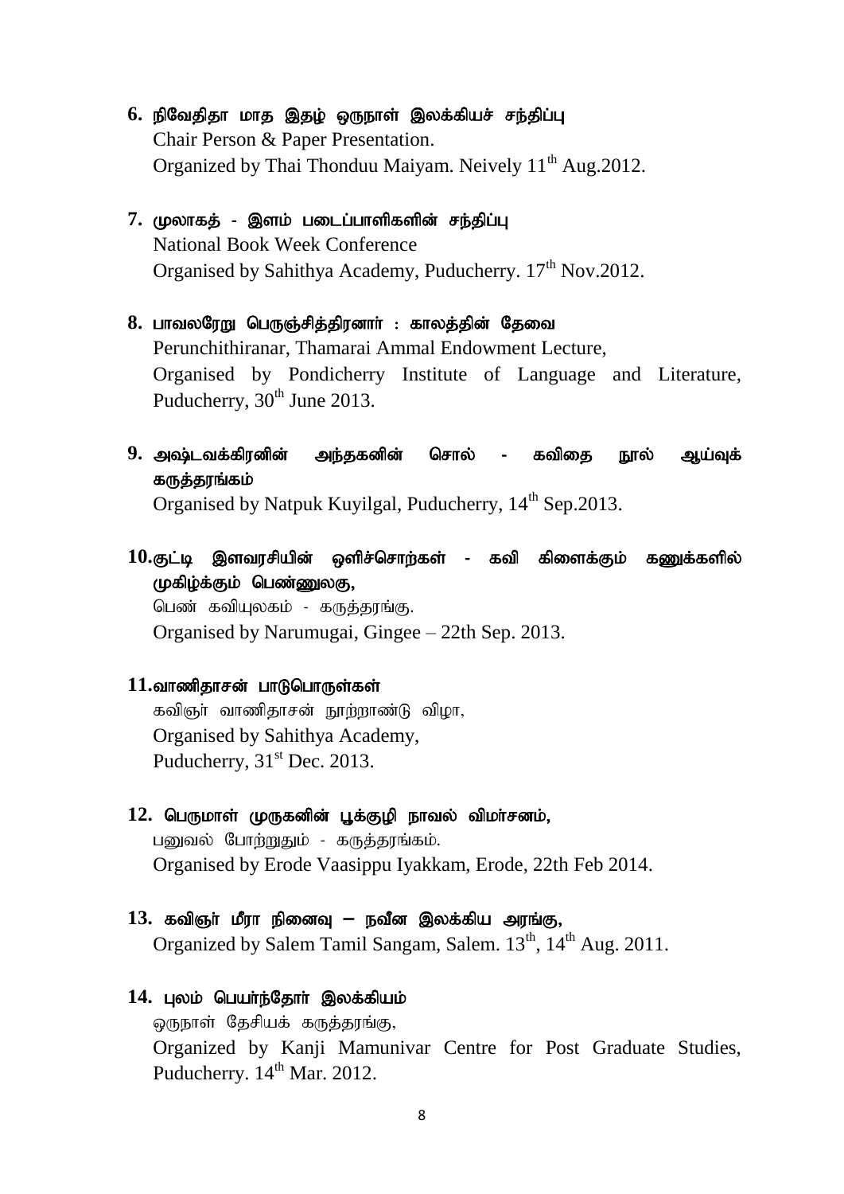6. **நிவேதிதா மாத இதழ் ஒருநாள் இலக்கியச் சந்திப்பு**
   Chair Person & Paper Presentation.
   Organized by Thai Thonduu Maiyam. Neively 11th Aug.2012.

7. **முலாகத் - இளம் படைப்பாளிகளின் சந்திப்பு**
   National Book Week Conference
   Organised by Sahithya Academy, Puducherry. 17th Nov.2012.

8. **பாவலரேறு பெருஞ்சித்திரனார் : காலத்தின் தேவை**
   Perunchithiranar, Thamarai Ammal Endowment Lecture,
   Organised by Pondicherry Institute of Language and Literature, Puducherry, 30th June 2013.

9. **அஷ்டவக்கிரனின் அந்தகனின் சொல் - கவிதை நூல் ஆய்வுக் கருத்தரங்கம்**
   Organised by Natpuk Kuyilgal, Puducherry, 14th Sep.2013.

10. **குட்டி இளவரசியின் ஒளிச்சொற்கள் - கவி கிளைக்கும் கணுக்களில் முகிழ்க்கும் பெண்ணுலகு,**
    பெண் கவியுலகம் - கருத்தரங்கு.
    Organised by Narumugai, Gingee – 22th Sep. 2013.

11. **வாணிதாசன் பாடுபொருள்கள்**
    கவிஞர் வாணிதாசன் நூற்றாண்டு விழா,
    Organised by Sahithya Academy,
    Puducherry, 31st Dec. 2013.

12. **பெருமாள் முருகனின் பூக்குழி நாவல் விமர்சனம்,**
    பனுவல் போற்றுதும் - கருத்தரங்கம்.
    Organised by Erode Vaasippu Iyakkam, Erode, 22th Feb 2014.

13. **கவிஞர் மீரா நினைவு – நவீன இலக்கிய அரங்கு,**
    Organized by Salem Tamil Sangam, Salem. 13th, 14th Aug. 2011.

14. **புலம் பெயர்ந்தோர் இலக்கியம்**
    ஒருநாள் தேசியக் கருத்தரங்கு,
    Organized by Kanji Mamunivar Centre for Post Graduate Studies, Puducherry. 14th Mar. 2012.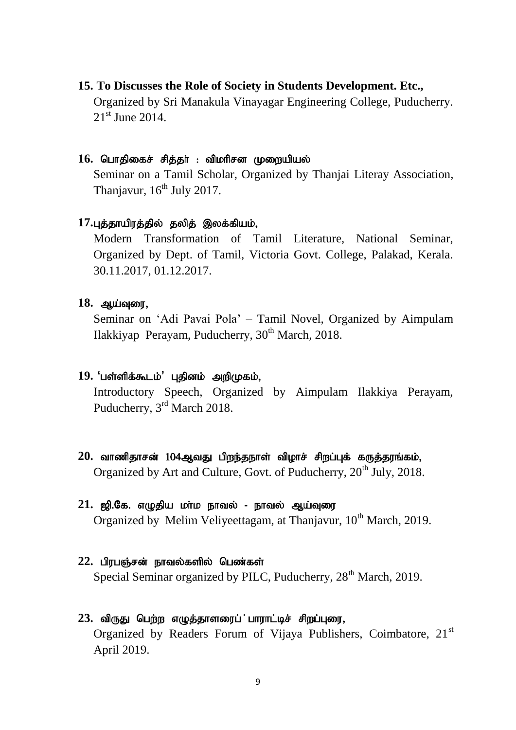**15. To Discusses the Role of Society in Students Development. Etc.,**

Organized by Sri Manakula Vinayagar Engineering College, Puducherry. 21st June 2014.

**16. பொதிகைச் சித்தர் : விமரிசன முறையியல்**

Seminar on a Tamil Scholar, Organized by Thanjai Literay Association, Thanjavur, 16th July 2017.

**17.புத்தாயிரத்தில் தலித் இலக்கியம்,**

Modern Transformation of Tamil Literature, National Seminar, Organized by Dept. of Tamil, Victoria Govt. College, Palakad, Kerala. 30.11.2017, 01.12.2017.

**18. ஆய்வுரை,**

Seminar on 'Adi Pavai Pola' – Tamil Novel, Organized by Aimpulam Ilakkiyap Perayam, Puducherry, 30th March, 2018.

**19. 'பள்ளிக்கூடம்' புதினம் அறிமுகம்,**

Introductory Speech, Organized by Aimpulam Ilakkiya Perayam, Puducherry, 3rd March 2018.

**20. வாணிதாசன் 104ஆவது பிறந்தநாள் விழாச் சிறப்புக் கருத்தரங்கம்,**

Organized by Art and Culture, Govt. of Puducherry, 20th July, 2018.

**21. ஜி.கே. எழுதிய மர்ம நாவல் - நாவல் ஆய்வுரை**

Organized by Melim Veliyeettagam, at Thanjavur, 10th March, 2019.

**22. பிரபஞ்சன் நாவல்களில் பெண்கள்**

Special Seminar organized by PILC, Puducherry, 28th March, 2019.

**23. விருது பெற்ற எழுத்தாளரைப் பாராட்டிச் சிறப்புரை,**

Organized by Readers Forum of Vijaya Publishers, Coimbatore, 21st April 2019.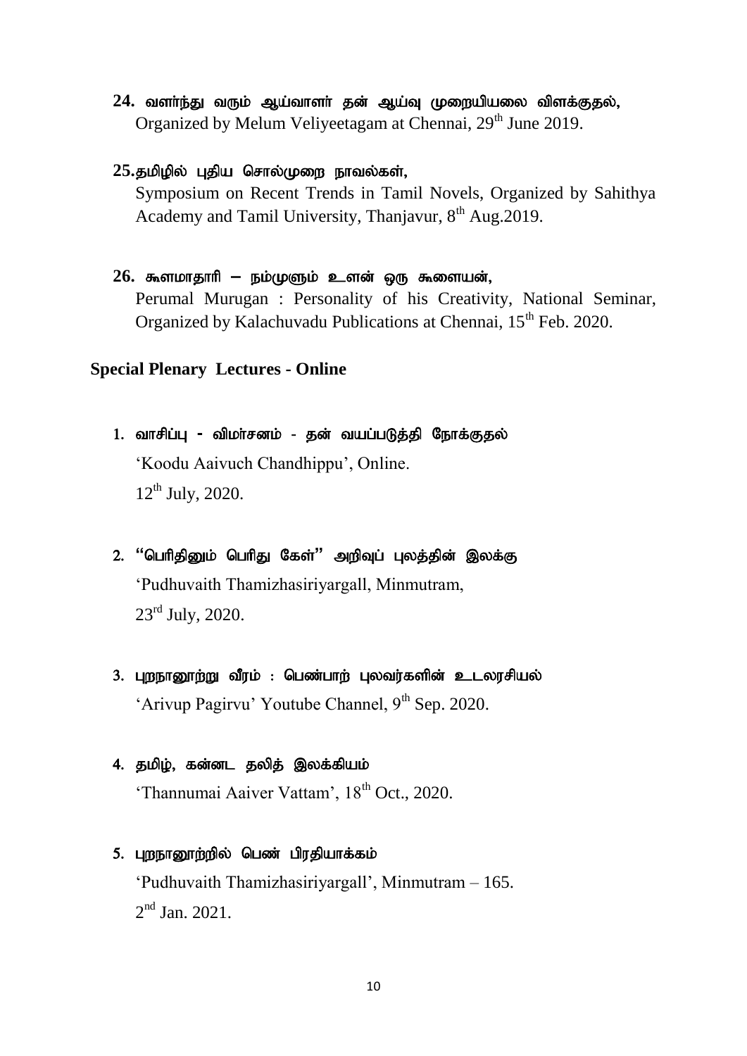24. வளர்ந்து வரும் ஆய்வாளர் தன் ஆய்வு முறையியலை விளக்குதல்,
Organized by Melum Veliyeetagam at Chennai, 29th June 2019.

25. தமிழில் புதிய சொல்முறை நாவல்கள்,
Symposium on Recent Trends in Tamil Novels, Organized by Sahithya Academy and Tamil University, Thanjavur, 8th Aug.2019.

26. கூளமாதாரி – நம்முளும் உளன் ஒரு கூளையன்,
Perumal Murugan : Personality of his Creativity, National Seminar, Organized by Kalachuvadu Publications at Chennai, 15th Feb. 2020.

## Special Plenary Lectures - Online

1. வாசிப்பு - விமர்சனம் - தன் வயப்படுத்தி நோக்குதல்
   'Koodu Aaivuch Chandhippu', Online.
   12th July, 2020.

2. "பெரிதினும் பெரிது கேள்" அறிவுப் புலத்தின் இலக்கு
   'Pudhuvaith Thamizhasiriyargall, Minmutram,
   23rd July, 2020.

3. புறநானூற்று வீரம் : பெண்பாற் புலவர்களின் உடலரசியல்
   'Arivup Pagirvu' Youtube Channel, 9th Sep. 2020.

4. தமிழ், கன்னட தலித் இலக்கியம்
   'Thannumai Aaiver Vattam', 18th Oct., 2020.

5. புறநானூற்றில் பெண் பிரதியாக்கம்
   'Pudhuvaith Thamizhasiriyargall', Minmutram – 165.
   2nd Jan. 2021.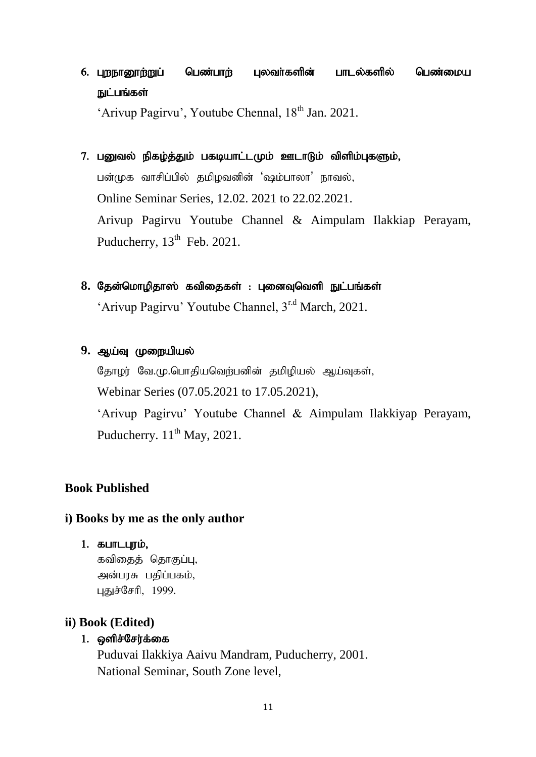6. **புறநானூற்றுப் பெண்பாற் புலவர்களின் பாடல்களில் பெண்மைய நுட்பங்கள்**

   'Arivup Pagirvu', Youtube Chennal, 18th Jan. 2021.

7. **பனுவல் நிகழ்த்தும் பகடியாட்டமும் ஊடாடும் விளிம்புகளும்,**

   பன்முக வாசிப்பில் தமிழவனின் 'ஷம்பாலா' நாவல்,

   Online Seminar Series, 12.02. 2021 to 22.02.2021.

   Arivup Pagirvu Youtube Channel & Aimpulam Ilakkiap Perayam, Puducherry, 13th Feb. 2021.

8. **தேன்மொழிதாஸ் கவிதைகள் : புனைவுவெளி நுட்பங்கள்**

   'Arivup Pagirvu' Youtube Channel, 3r.d March, 2021.

9. **ஆய்வு முறையியல்**

   தோழர் வே.மு.பொதியவெற்பனின் தமிழியல் ஆய்வுகள்,

   Webinar Series (07.05.2021 to 17.05.2021),

   'Arivup Pagirvu' Youtube Channel & Aimpulam Ilakkiyap Perayam, Puducherry. 11th May, 2021.

## Book Published

### i) Books by me as the only author

1. **கபாடபுரம்,**
   கவிதைத் தொகுப்பு,
   அன்பரசு பதிப்பகம்,
   புதுச்சேரி, 1999.

### ii) Book (Edited)

1. **ஒளிச்சேர்க்கை**
   Puduvai Ilakkiya Aaivu Mandram, Puducherry, 2001.
   National Seminar, South Zone level,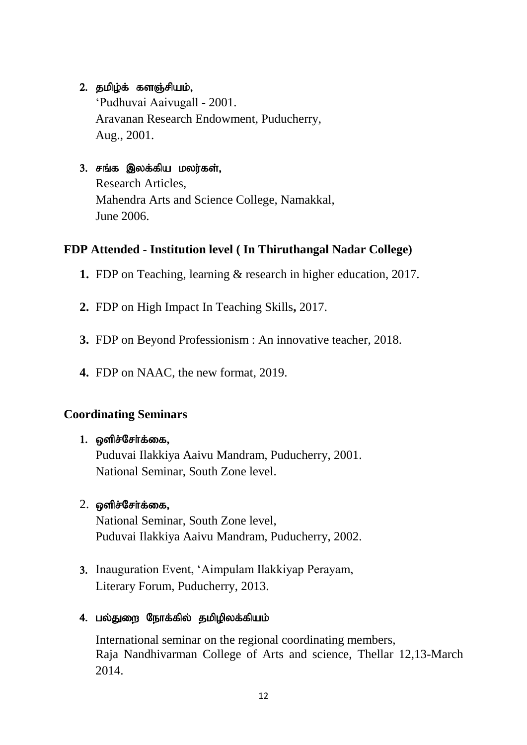2. **தமிழ்க் களஞ்சியம்,**
   'Pudhuvai Aaivugall - 2001.
   Aravanan Research Endowment, Puducherry,
   Aug., 2001.

3. **சங்க இலக்கிய மலர்கள்,**
   Research Articles,
   Mahendra Arts and Science College, Namakkal,
   June 2006.

## FDP Attended - Institution level ( In Thiruthangal Nadar College)

1. FDP on Teaching, learning & research in higher education, 2017.

2. FDP on High Impact In Teaching Skills**,** 2017.

3. FDP on Beyond Professionism : An innovative teacher, 2018.

4. FDP on NAAC, the new format, 2019.

## Coordinating Seminars

1. **ஒளிச்சேர்க்கை,**
   Puduvai Ilakkiya Aaivu Mandram, Puducherry, 2001.
   National Seminar, South Zone level.

2. **ஒளிச்சேர்க்கை,**
   National Seminar, South Zone level,
   Puduvai Ilakkiya Aaivu Mandram, Puducherry, 2002.

3. Inauguration Event, 'Aimpulam Ilakkiyap Perayam,
   Literary Forum, Puducherry, 2013.

4. **பல்துறை நோக்கில் தமிழிலக்கியம்**

   International seminar on the regional coordinating members,
   Raja Nandhivarman College of Arts and science, Thellar 12,13-March 2014.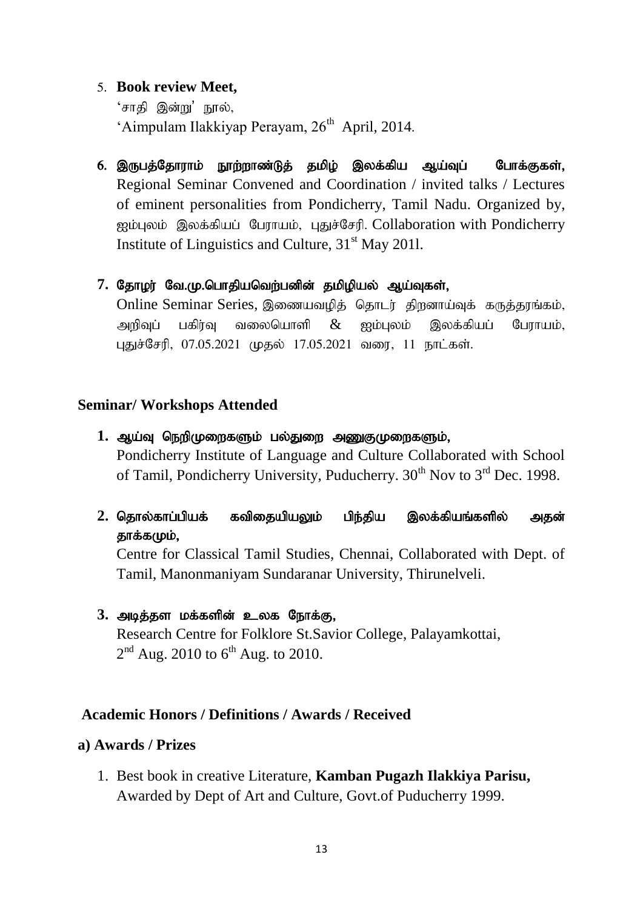5. **Book review Meet,**
   'சாதி இன்று' நூல்,
   'Aimpulam Ilakkiyap Perayam, 26th April, 2014.

6. **இருபத்தோராம் நூற்றாண்டுத் தமிழ் இலக்கிய ஆய்வுப் போக்குகள்,**
   Regional Seminar Convened and Coordination / invited talks / Lectures of eminent personalities from Pondicherry, Tamil Nadu. Organized by, ஐம்புலம் இலக்கியப் பேராயம், புதுச்சேரி. Collaboration with Pondicherry Institute of Linguistics and Culture, 31st May 201l.

7. **தோழர் வே.மு.பொதியவெற்பனின் தமிழியல் ஆய்வுகள்,**
   Online Seminar Series, இணையவழித் தொடர் திறனாய்வுக் கருத்தரங்கம், அறிவுப் பகிர்வு வலையொளி & ஐம்புலம் இலக்கியப் பேராயம், புதுச்சேரி, 07.05.2021 முதல் 17.05.2021 வரை, 11 நாட்கள்.

## Seminar/ Workshops Attended

1. **ஆய்வு நெறிமுறைகளும் பல்துறை அணுகுமுறைகளும்,**
   Pondicherry Institute of Language and Culture Collaborated with School of Tamil, Pondicherry University, Puducherry. 30th Nov to 3rd Dec. 1998.

2. **தொல்காப்பியக் கவிதையியலும் பிந்திய இலக்கியங்களில் அதன் தாக்கமும்,**
   Centre for Classical Tamil Studies, Chennai, Collaborated with Dept. of Tamil, Manonmaniyam Sundaranar University, Thirunelveli.

3. **அடித்தள மக்களின் உலக நோக்கு,**
   Research Centre for Folklore St.Savior College, Palayamkottai, 2nd Aug. 2010 to 6th Aug. to 2010.

## Academic Honors / Definitions / Awards / Received

### a) Awards / Prizes

1. Best book in creative Literature, **Kamban Pugazh Ilakkiya Parisu,** Awarded by Dept of Art and Culture, Govt.of Puducherry 1999.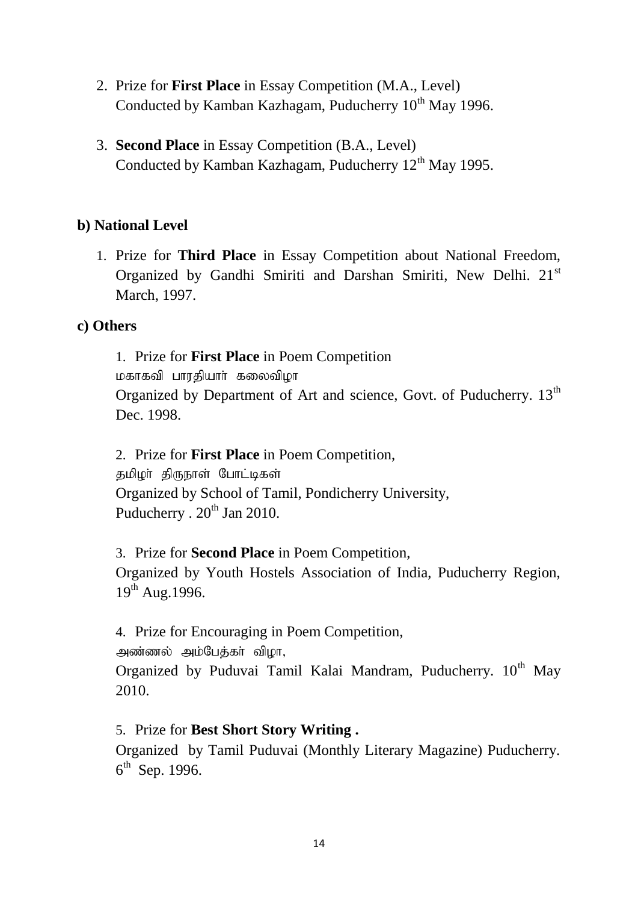2. Prize for **First Place** in Essay Competition (M.A., Level)
   Conducted by Kamban Kazhagam, Puducherry 10th May 1996.

3. **Second Place** in Essay Competition (B.A., Level)
   Conducted by Kamban Kazhagam, Puducherry 12th May 1995.

**b) National Level**

1. Prize for **Third Place** in Essay Competition about National Freedom, Organized by Gandhi Smiriti and Darshan Smiriti, New Delhi. 21st March, 1997.

**c) Others**

1. Prize for **First Place** in Poem Competition
   மகாகவி பாரதியார் கலைவிழா
   Organized by Department of Art and science, Govt. of Puducherry. 13th Dec. 1998.

2. Prize for **First Place** in Poem Competition,
   தமிழர் திருநாள் போட்டிகள்
   Organized by School of Tamil, Pondicherry University, Puducherry . 20th Jan 2010.

3. Prize for **Second Place** in Poem Competition,
   Organized by Youth Hostels Association of India, Puducherry Region, 19th Aug.1996.

4. Prize for Encouraging in Poem Competition,
   அண்ணல் அம்பேத்கர் விழா,
   Organized by Puduvai Tamil Kalai Mandram, Puducherry. 10th May 2010.

5. Prize for **Best Short Story Writing .**
   Organized by Tamil Puduvai (Monthly Literary Magazine) Puducherry. 6th Sep. 1996.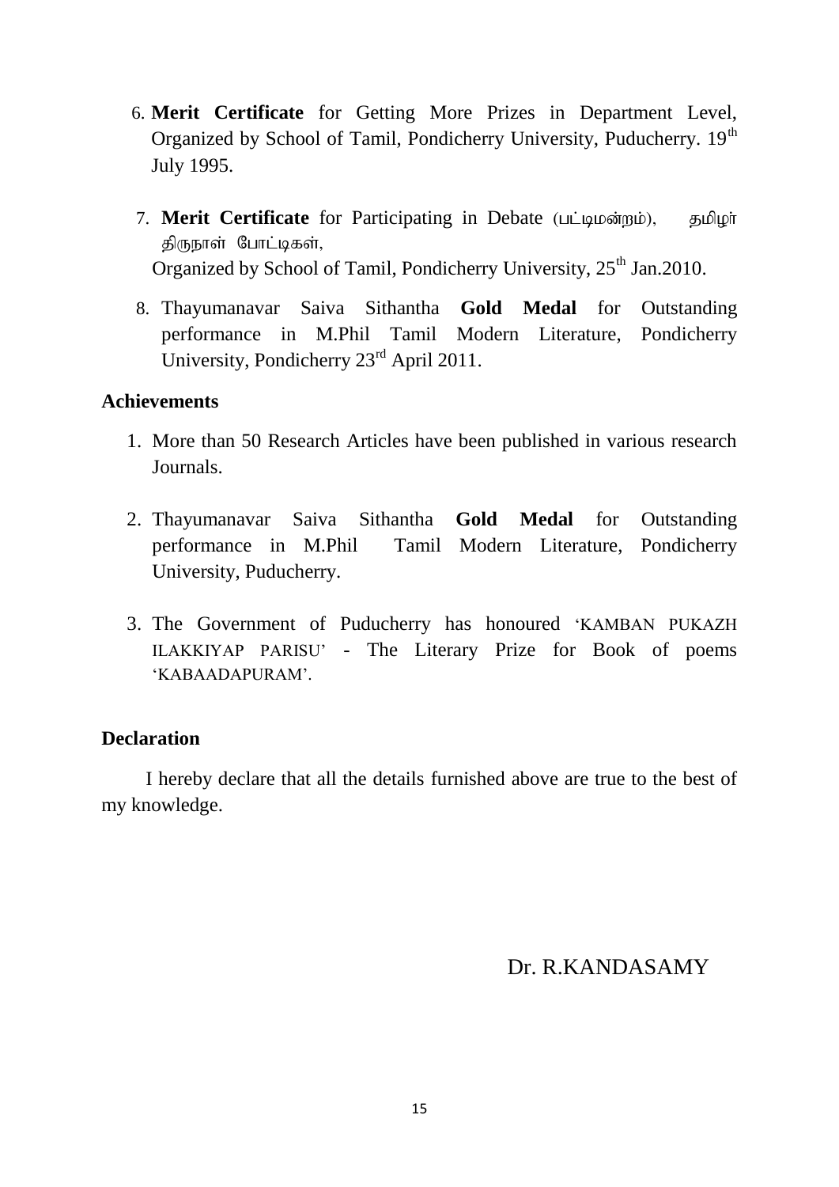6. **Merit Certificate** for Getting More Prizes in Department Level, Organized by School of Tamil, Pondicherry University, Puducherry. 19th July 1995.

7. **Merit Certificate** for Participating in Debate (பட்டிமன்றம்), தமிழர் திருநாள் போட்டிகள், Organized by School of Tamil, Pondicherry University, 25th Jan.2010.

8. Thayumanavar Saiva Sithantha **Gold Medal** for Outstanding performance in M.Phil Tamil Modern Literature, Pondicherry University, Pondicherry 23rd April 2011.

## Achievements

1. More than 50 Research Articles have been published in various research Journals.

2. Thayumanavar Saiva Sithantha **Gold Medal** for Outstanding performance in M.Phil Tamil Modern Literature, Pondicherry University, Puducherry.

3. The Government of Puducherry has honoured 'KAMBAN PUKAZH ILAKKIYAP PARISU' - The Literary Prize for Book of poems 'KABAADAPURAM'.

## Declaration

I hereby declare that all the details furnished above are true to the best of my knowledge.

Dr. R.KANDASAMY